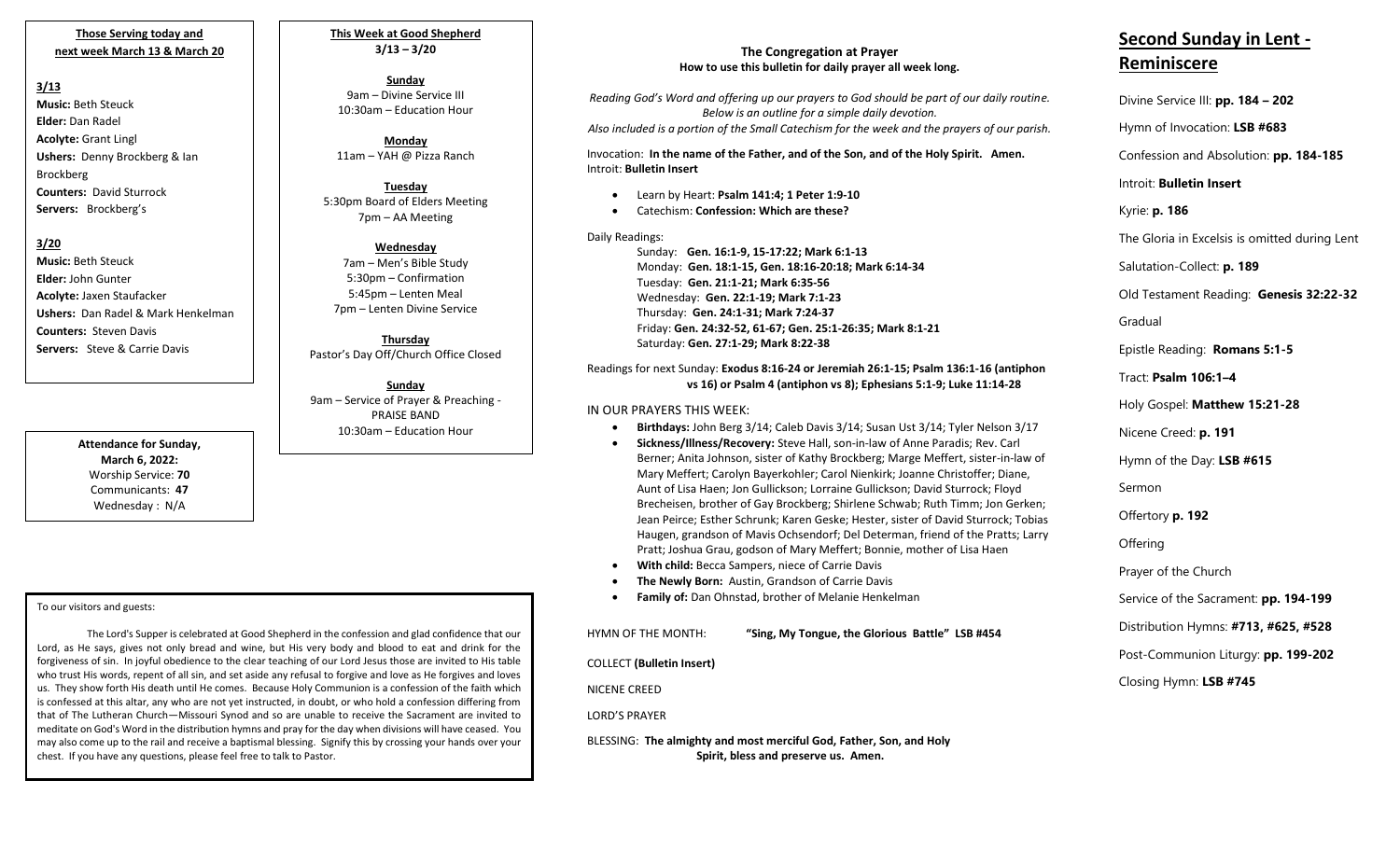**Those Serving today and next week March 13 & March 20**

**3/13**

**Music:** Beth Steuck
**Elder:** Dan Radel
**Acolyte:** Grant Lingl
**Ushers:** Denny Brockberg & Ian Brockberg
**Counters:** David Sturrock
**Servers:** Brockberg's

**3/20**

**Music:** Beth Steuck
**Elder:** John Gunter
**Acolyte:** Jaxen Staufacker
**Ushers:** Dan Radel & Mark Henkelman
**Counters:** Steven Davis
**Servers:** Steve & Carrie Davis

**Attendance for Sunday, March 6, 2022:**
Worship Service: **70**
Communicants: **47**
Wednesday : N/A

**This Week at Good Shepherd**
**3/13 – 3/20**

**Sunday**
9am – Divine Service III
10:30am – Education Hour

**Monday**
11am – YAH @ Pizza Ranch

**Tuesday**
5:30pm Board of Elders Meeting
7pm – AA Meeting

**Wednesday**
7am – Men's Bible Study
5:30pm – Confirmation
5:45pm – Lenten Meal
7pm – Lenten Divine Service

**Thursday**
Pastor's Day Off/Church Office Closed

**Sunday**
9am – Service of Prayer & Preaching - PRAISE BAND
10:30am – Education Hour

To our visitors and guests:

The Lord's Supper is celebrated at Good Shepherd in the confession and glad confidence that our Lord, as He says, gives not only bread and wine, but His very body and blood to eat and drink for the forgiveness of sin. In joyful obedience to the clear teaching of our Lord Jesus those are invited to His table who trust His words, repent of all sin, and set aside any refusal to forgive and love as He forgives and loves us. They show forth His death until He comes. Because Holy Communion is a confession of the faith which is confessed at this altar, any who are not yet instructed, in doubt, or who hold a confession differing from that of The Lutheran Church—Missouri Synod and so are unable to receive the Sacrament are invited to meditate on God's Word in the distribution hymns and pray for the day when divisions will have ceased. You may also come up to the rail and receive a baptismal blessing. Signify this by crossing your hands over your chest. If you have any questions, please feel free to talk to Pastor.

**The Congregation at Prayer**
**How to use this bulletin for daily prayer all week long.**

*Reading God's Word and offering up our prayers to God should be part of our daily routine. Below is an outline for a simple daily devotion.*
*Also included is a portion of the Small Catechism for the week and the prayers of our parish.*

Invocation: **In the name of the Father, and of the Son, and of the Holy Spirit. Amen.**
Introit: **Bulletin Insert**

- Learn by Heart: **Psalm 141:4; 1 Peter 1:9-10**
- Catechism: **Confession: Which are these?**

Daily Readings:

Sunday: **Gen. 16:1-9, 15-17:22; Mark 6:1-13**
Monday: **Gen. 18:1-15, Gen. 18:16-20:18; Mark 6:14-34**
Tuesday: **Gen. 21:1-21; Mark 6:35-56**
Wednesday: **Gen. 22:1-19; Mark 7:1-23**
Thursday: **Gen. 24:1-31; Mark 7:24-37**
Friday: **Gen. 24:32-52, 61-67; Gen. 25:1-26:35; Mark 8:1-21**
Saturday: **Gen. 27:1-29; Mark 8:22-38**

Readings for next Sunday: **Exodus 8:16-24 or Jeremiah 26:1-15; Psalm 136:1-16 (antiphon vs 16) or Psalm 4 (antiphon vs 8); Ephesians 5:1-9; Luke 11:14-28**

IN OUR PRAYERS THIS WEEK:

- **Birthdays:** John Berg 3/14; Caleb Davis 3/14; Susan Ust 3/14; Tyler Nelson 3/17
- **Sickness/Illness/Recovery:** Steve Hall, son-in-law of Anne Paradis; Rev. Carl Berner; Anita Johnson, sister of Kathy Brockberg; Marge Meffert, sister-in-law of Mary Meffert; Carolyn Bayerkohler; Carol Nienkirk; Joanne Christoffer; Diane, Aunt of Lisa Haen; Jon Gullickson; Lorraine Gullickson; David Sturrock; Floyd Brecheisen, brother of Gay Brockberg; Shirlene Schwab; Ruth Timm; Jon Gerken; Jean Peirce; Esther Schrunk; Karen Geske; Hester, sister of David Sturrock; Tobias Haugen, grandson of Mavis Ochsendorf; Del Determan, friend of the Pratts; Larry Pratt; Joshua Grau, godson of Mary Meffert; Bonnie, mother of Lisa Haen
- **With child:** Becca Sampers, niece of Carrie Davis
- **The Newly Born:** Austin, Grandson of Carrie Davis
- **Family of:** Dan Ohnstad, brother of Melanie Henkelman

HYMN OF THE MONTH: **"Sing, My Tongue, the Glorious Battle" LSB #454**

COLLECT **(Bulletin Insert)**

NICENE CREED

LORD'S PRAYER

BLESSING: **The almighty and most merciful God, Father, Son, and Holy Spirit, bless and preserve us. Amen.**

# Second Sunday in Lent - Reminiscere

Divine Service III: **pp. 184 – 202**

Hymn of Invocation: **LSB #683**

Confession and Absolution: **pp. 184-185**

Introit: **Bulletin Insert**

Kyrie: **p. 186**

The Gloria in Excelsis is omitted during Lent

Salutation-Collect: **p. 189**

Old Testament Reading: **Genesis 32:22-32**

Gradual

Epistle Reading: **Romans 5:1-5**

Tract: **Psalm 106:1–4**

Holy Gospel: **Matthew 15:21-28**

Nicene Creed: **p. 191**

Hymn of the Day: **LSB #615**

Sermon

Offertory **p. 192**

Offering

Prayer of the Church

Service of the Sacrament: **pp. 194-199**

Distribution Hymns: **#713, #625, #528**

Post-Communion Liturgy: **pp. 199-202**

Closing Hymn: **LSB #745**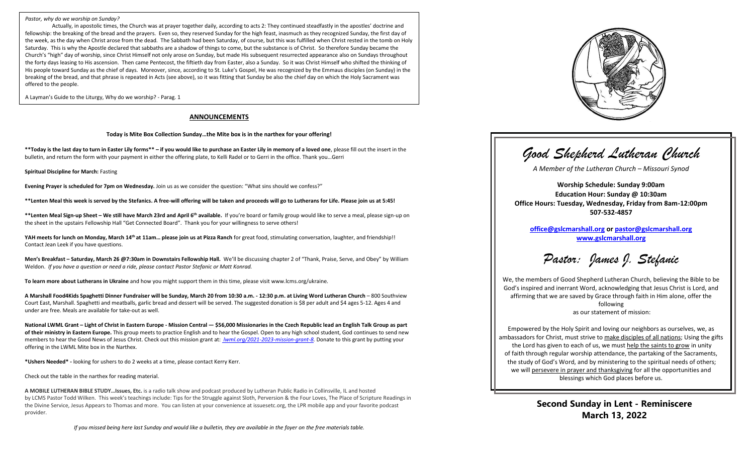*Pastor, why do we worship on Sunday?*

Actually, in apostolic times, the Church was at prayer together daily, according to acts 2: They continued steadfastly in the apostles' doctrine and fellowship: the breaking of the bread and the prayers. Even so, they reserved Sunday for the high feast, inasmuch as they recognized Sunday, the first day of the week, as the day when Christ arose from the dead. The Sabbath had been Saturday, of course, but this was fulfilled when Christ rested in the tomb on Holy Saturday. This is why the Apostle declared that sabbaths are a shadow of things to come, but the substance is of Christ. So therefore Sunday became the Church's "high" day of worship, since Christ Himself not only arose on Sunday, but made His subsequent resurrected appearance also on Sundays throughout the forty days leasing to His ascension. Then came Pentecost, the fiftieth day from Easter, also a Sunday. So it was Christ Himself who shifted the thinking of His people toward Sunday as the chief of days. Moreover, since, according to St. Luke's Gospel, He was recognized by the Emmaus disciples (on Sunday) in the breaking of the bread, and that phrase is repeated in Acts (see above), so it was fitting that Sunday be also the chief day on which the Holy Sacrament was offered to the people.

A Layman's Guide to the Liturgy, Why do we worship? - Parag. 1

## ANNOUNCEMENTS

**Today is Mite Box Collection Sunday…the Mite box is in the narthex for your offering!**

**\*\*Today is the last day to turn in Easter Lily forms\*\* – if you would like to purchase an Easter Lily in memory of a loved one**, please fill out the insert in the bulletin, and return the form with your payment in either the offering plate, to Kelli Radel or to Gerri in the office. Thank you…Gerri

**Spiritual Discipline for March:** Fasting

**Evening Prayer is scheduled for 7pm on Wednesday.** Join us as we consider the question: "What sins should we confess?"

**\*\*Lenten Meal this week is served by the Stefanics. A free-will offering will be taken and proceeds will go to Lutherans for Life. Please join us at 5:45!**

**\*\*Lenten Meal Sign-up Sheet – We still have March 23rd and April 6th available.** If you're board or family group would like to serve a meal, please sign-up on the sheet in the upstairs Fellowship Hall "Get Connected Board". Thank you for your willingness to serve others!

**YAH meets for lunch on Monday, March 14th at 11am… please join us at Pizza Ranch** for great food, stimulating conversation, laughter, and friendship!! Contact Jean Leek if you have questions.

**Men's Breakfast – Saturday, March 26 @7:30am in Downstairs Fellowship Hall.** We'll be discussing chapter 2 of "Thank, Praise, Serve, and Obey" by William Weldon. *If you have a question or need a ride, please contact Pastor Stefanic or Matt Konrad.*

**To learn more about Lutherans in Ukraine** and how you might support them in this time, please visit www.lcms.org/ukraine.

**A Marshall Food4Kids Spaghetti Dinner Fundraiser will be Sunday, March 20 from 10:30 a.m. - 12:30 p.m. at Living Word Lutheran Church** – 800 Southview Court East, Marshall. Spaghetti and meatballs, garlic bread and dessert will be served. The suggested donation is $8 per adult and $4 ages 5-12. Ages 4 and under are free. Meals are available for take-out as well.

**National LWML Grant – Light of Christ in Eastern Europe - Mission Central — $56,000 Missionaries in the Czech Republic lead an English Talk Group as part of their ministry in Eastern Europe.** This group meets to practice English and to hear the Gospel. Open to any high school student, God continues to send new members to hear the Good News of Jesus Christ. Check out this mission grant at: *lwml.org/2021-2023-mission-grant-8.* Donate to this grant by putting your offering in the LWML Mite box in the Narthex.

**\*Ushers Needed\* -** looking for ushers to do 2 weeks at a time, please contact Kerry Kerr.

Check out the table in the narthex for reading material.

**A MOBILE LUTHERAN BIBLE STUDY…Issues, Etc.** is a radio talk show and podcast produced by Lutheran Public Radio in Collinsville, IL and hosted by LCMS Pastor Todd Wilken. This week's teachings include: Tips for the Struggle against Sloth, Perversion & the Four Loves, The Place of Scripture Readings in the Divine Service, Jesus Appears to Thomas and more. You can listen at your convenience at issuesetc.org, the LPR mobile app and your favorite podcast provider.

*If you missed being here last Sunday and would like a bulletin, they are available in the foyer on the free materials table.*

# *Good Shepherd Lutheran Church*

*A Member of the Lutheran Church – Missouri Synod*

**Worship Schedule: Sunday 9:00am**
**Education Hour: Sunday @ 10:30am**
**Office Hours: Tuesday, Wednesday, Friday from 8am-12:00pm**
**507-532-4857**

**office@gslcmarshall.org or pastor@gslcmarshall.org**
**www.gslcmarshall.org**

## *Pastor: James J. Stefanic*

We, the members of Good Shepherd Lutheran Church, believing the Bible to be God's inspired and inerrant Word, acknowledging that Jesus Christ is Lord, and affirming that we are saved by Grace through faith in Him alone, offer the following as our statement of mission:

Empowered by the Holy Spirit and loving our neighbors as ourselves, we, as ambassadors for Christ, must strive to make disciples of all nations; Using the gifts the Lord has given to each of us, we must help the saints to grow in unity of faith through regular worship attendance, the partaking of the Sacraments, the study of God's Word, and by ministering to the spiritual needs of others; we will persevere in prayer and thanksgiving for all the opportunities and blessings which God places before us.

**Second Sunday in Lent - Reminiscere**
**March 13, 2022**